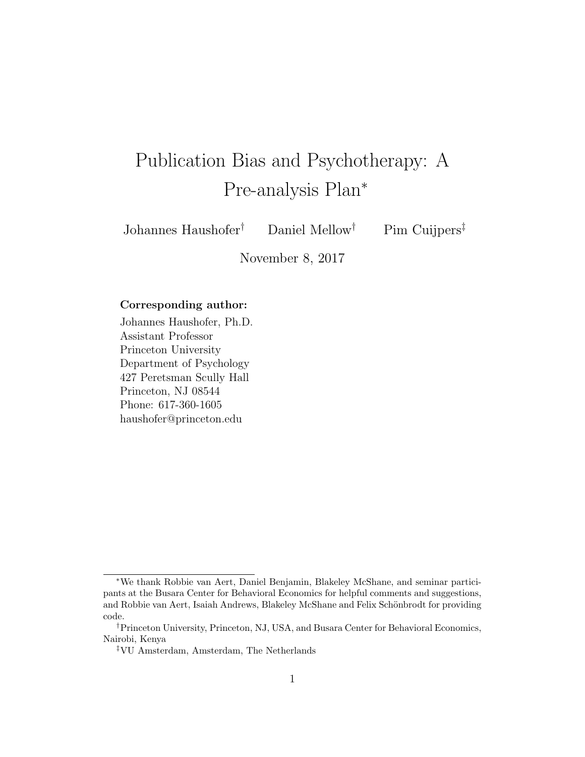# Publication Bias and Psychotherapy: A Pre-analysis Plan[*]

Johannes Haushofer[†] Daniel Mellow[†] Pim Cuijpers[‡]

November 8, 2017

**Corresponding author:**
Johannes Haushofer, Ph.D.
Assistant Professor
Princeton University
Department of Psychology
427 Peretsman Scully Hall
Princeton, NJ 08544
Phone: 617-360-1605
haushofer@princeton.edu

---

[*] We thank Robbie van Aert, Daniel Benjamin, Blakeley McShane, and seminar participants at the Busara Center for Behavioral Economics for helpful comments and suggestions, and Robbie van Aert, Isaiah Andrews, Blakeley McShane and Felix Schönbrodt for providing code.

[†] Princeton University, Princeton, NJ, USA, and Busara Center for Behavioral Economics, Nairobi, Kenya

[‡] VU Amsterdam, Amsterdam, The Netherlands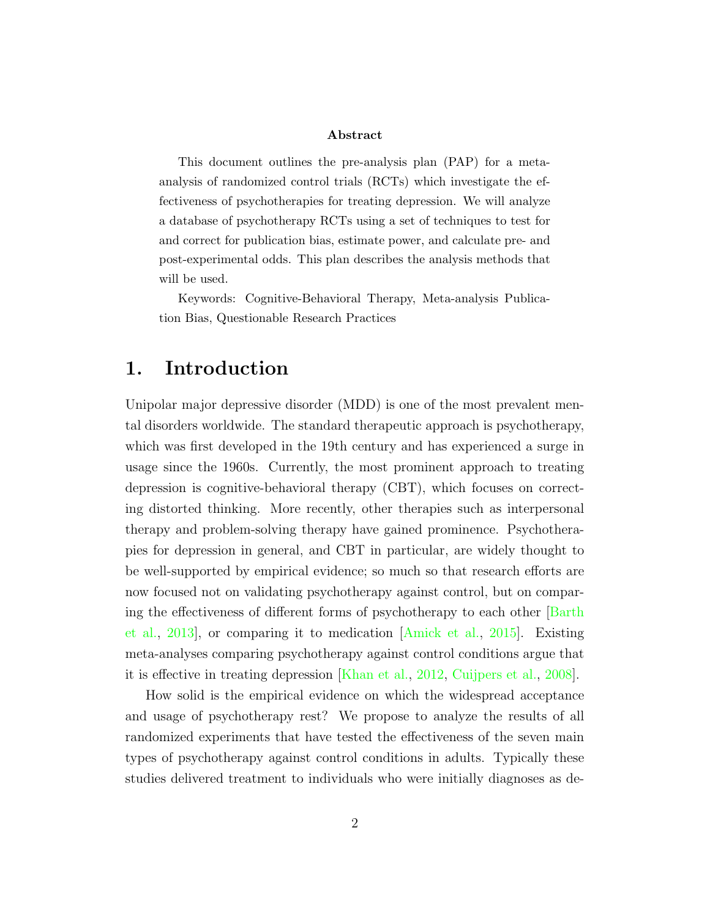**Abstract**

This document outlines the pre-analysis plan (PAP) for a meta-analysis of randomized control trials (RCTs) which investigate the effectiveness of psychotherapies for treating depression. We will analyze a database of psychotherapy RCTs using a set of techniques to test for and correct for publication bias, estimate power, and calculate pre- and post-experimental odds. This plan describes the analysis methods that will be used.

Keywords: Cognitive-Behavioral Therapy, Meta-analysis Publication Bias, Questionable Research Practices

# 1. Introduction

Unipolar major depressive disorder (MDD) is one of the most prevalent mental disorders worldwide. The standard therapeutic approach is psychotherapy, which was first developed in the 19th century and has experienced a surge in usage since the 1960s. Currently, the most prominent approach to treating depression is cognitive-behavioral therapy (CBT), which focuses on correcting distorted thinking. More recently, other therapies such as interpersonal therapy and problem-solving therapy have gained prominence. Psychotherapies for depression in general, and CBT in particular, are widely thought to be well-supported by empirical evidence; so much so that research efforts are now focused not on validating psychotherapy against control, but on comparing the effectiveness of different forms of psychotherapy to each other [Barth et al., 2013], or comparing it to medication [Amick et al., 2015]. Existing meta-analyses comparing psychotherapy against control conditions argue that it is effective in treating depression [Khan et al., 2012, Cuijpers et al., 2008].

How solid is the empirical evidence on which the widespread acceptance and usage of psychotherapy rest? We propose to analyze the results of all randomized experiments that have tested the effectiveness of the seven main types of psychotherapy against control conditions in adults. Typically these studies delivered treatment to individuals who were initially diagnoses as de-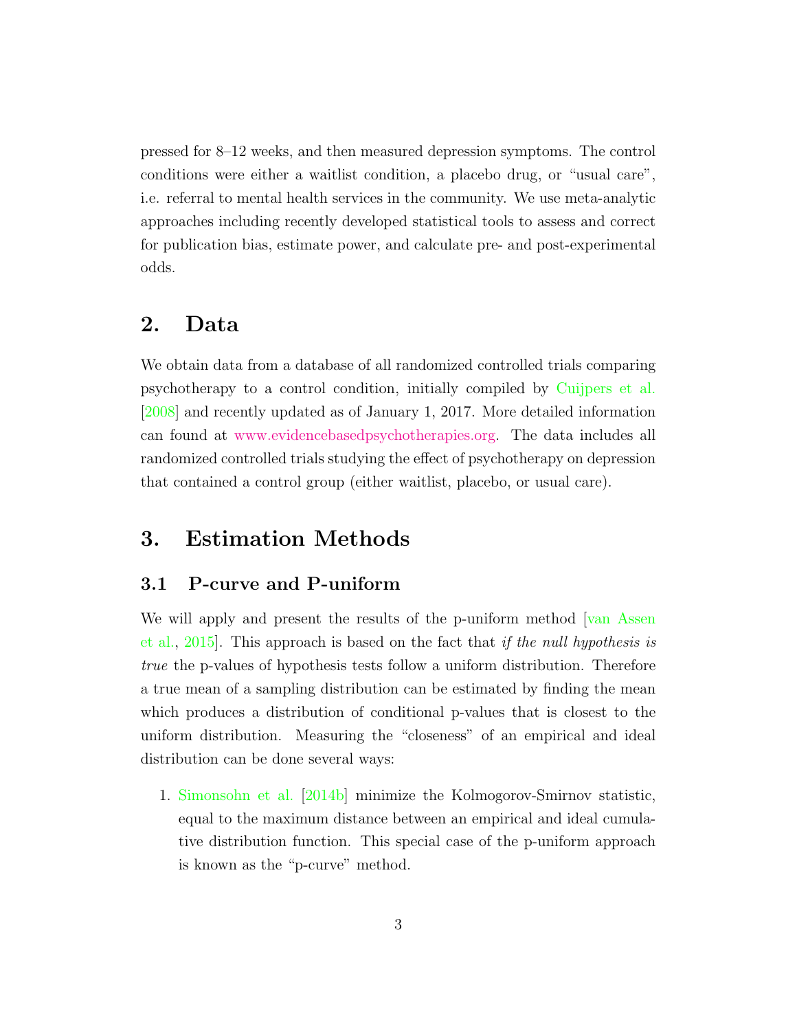pressed for 8–12 weeks, and then measured depression symptoms. The control conditions were either a waitlist condition, a placebo drug, or "usual care", i.e. referral to mental health services in the community. We use meta-analytic approaches including recently developed statistical tools to assess and correct for publication bias, estimate power, and calculate pre- and post-experimental odds.

## 2. Data

We obtain data from a database of all randomized controlled trials comparing psychotherapy to a control condition, initially compiled by Cuijpers et al. [2008] and recently updated as of January 1, 2017. More detailed information can found at www.evidencebasedpsychotherapies.org. The data includes all randomized controlled trials studying the effect of psychotherapy on depression that contained a control group (either waitlist, placebo, or usual care).

## 3. Estimation Methods

### 3.1 P-curve and P-uniform

We will apply and present the results of the p-uniform method [van Assen et al., 2015]. This approach is based on the fact that *if the null hypothesis is true* the p-values of hypothesis tests follow a uniform distribution. Therefore a true mean of a sampling distribution can be estimated by finding the mean which produces a distribution of conditional p-values that is closest to the uniform distribution. Measuring the "closeness" of an empirical and ideal distribution can be done several ways:

1. Simonsohn et al. [2014b] minimize the Kolmogorov-Smirnov statistic, equal to the maximum distance between an empirical and ideal cumulative distribution function. This special case of the p-uniform approach is known as the "p-curve" method.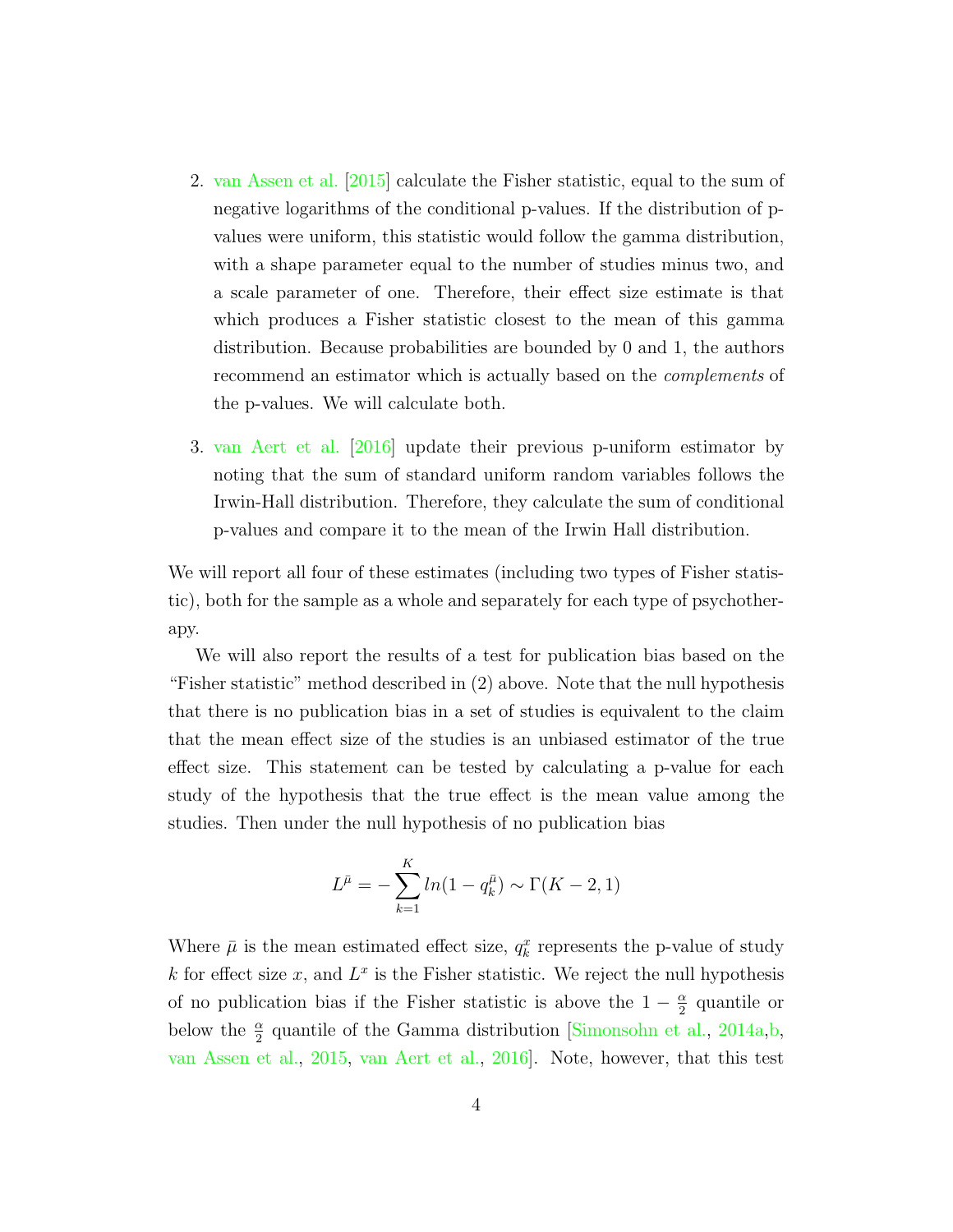2. van Assen et al. [2015] calculate the Fisher statistic, equal to the sum of negative logarithms of the conditional p-values. If the distribution of p-values were uniform, this statistic would follow the gamma distribution, with a shape parameter equal to the number of studies minus two, and a scale parameter of one. Therefore, their effect size estimate is that which produces a Fisher statistic closest to the mean of this gamma distribution. Because probabilities are bounded by 0 and 1, the authors recommend an estimator which is actually based on the *complements* of the p-values. We will calculate both.

3. van Aert et al. [2016] update their previous p-uniform estimator by noting that the sum of standard uniform random variables follows the Irwin-Hall distribution. Therefore, they calculate the sum of conditional p-values and compare it to the mean of the Irwin Hall distribution.

We will report all four of these estimates (including two types of Fisher statistic), both for the sample as a whole and separately for each type of psychotherapy.

We will also report the results of a test for publication bias based on the "Fisher statistic" method described in (2) above. Note that the null hypothesis that there is no publication bias in a set of studies is equivalent to the claim that the mean effect size of the studies is an unbiased estimator of the true effect size. This statement can be tested by calculating a p-value for each study of the hypothesis that the true effect is the mean value among the studies. Then under the null hypothesis of no publication bias

$$L^{\bar{\mu}} = -\sum_{k=1}^{K} ln(1 - q_k^{\bar{\mu}}) \sim \Gamma(K-2, 1)$$

Where $\bar{\mu}$ is the mean estimated effect size, $q_k^x$ represents the p-value of study $k$ for effect size $x$, and $L^x$ is the Fisher statistic. We reject the null hypothesis of no publication bias if the Fisher statistic is above the $1 - \frac{\alpha}{2}$ quantile or below the $\frac{\alpha}{2}$ quantile of the Gamma distribution [Simonsohn et al., 2014a,b, van Assen et al., 2015, van Aert et al., 2016]. Note, however, that this test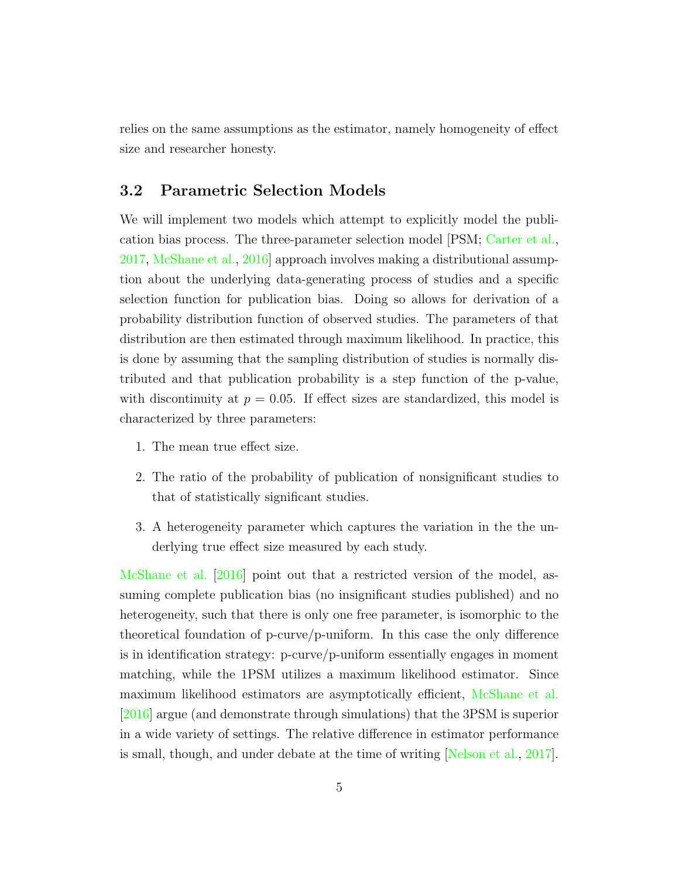relies on the same assumptions as the estimator, namely homogeneity of effect size and researcher honesty.

### 3.2 Parametric Selection Models

We will implement two models which attempt to explicitly model the publication bias process. The three-parameter selection model [PSM; Carter et al., 2017, McShane et al., 2016] approach involves making a distributional assumption about the underlying data-generating process of studies and a specific selection function for publication bias. Doing so allows for derivation of a probability distribution function of observed studies. The parameters of that distribution are then estimated through maximum likelihood. In practice, this is done by assuming that the sampling distribution of studies is normally distributed and that publication probability is a step function of the p-value, with discontinuity at $p = 0.05$. If effect sizes are standardized, this model is characterized by three parameters:

1. The mean true effect size.
2. The ratio of the probability of publication of nonsignificant studies to that of statistically significant studies.
3. A heterogeneity parameter which captures the variation in the the underlying true effect size measured by each study.

McShane et al. [2016] point out that a restricted version of the model, assuming complete publication bias (no insignificant studies published) and no heterogeneity, such that there is only one free parameter, is isomorphic to the theoretical foundation of p-curve/p-uniform. In this case the only difference is in identification strategy: p-curve/p-uniform essentially engages in moment matching, while the 1PSM utilizes a maximum likelihood estimator. Since maximum likelihood estimators are asymptotically efficient, McShane et al. [2016] argue (and demonstrate through simulations) that the 3PSM is superior in a wide variety of settings. The relative difference in estimator performance is small, though, and under debate at the time of writing [Nelson et al., 2017].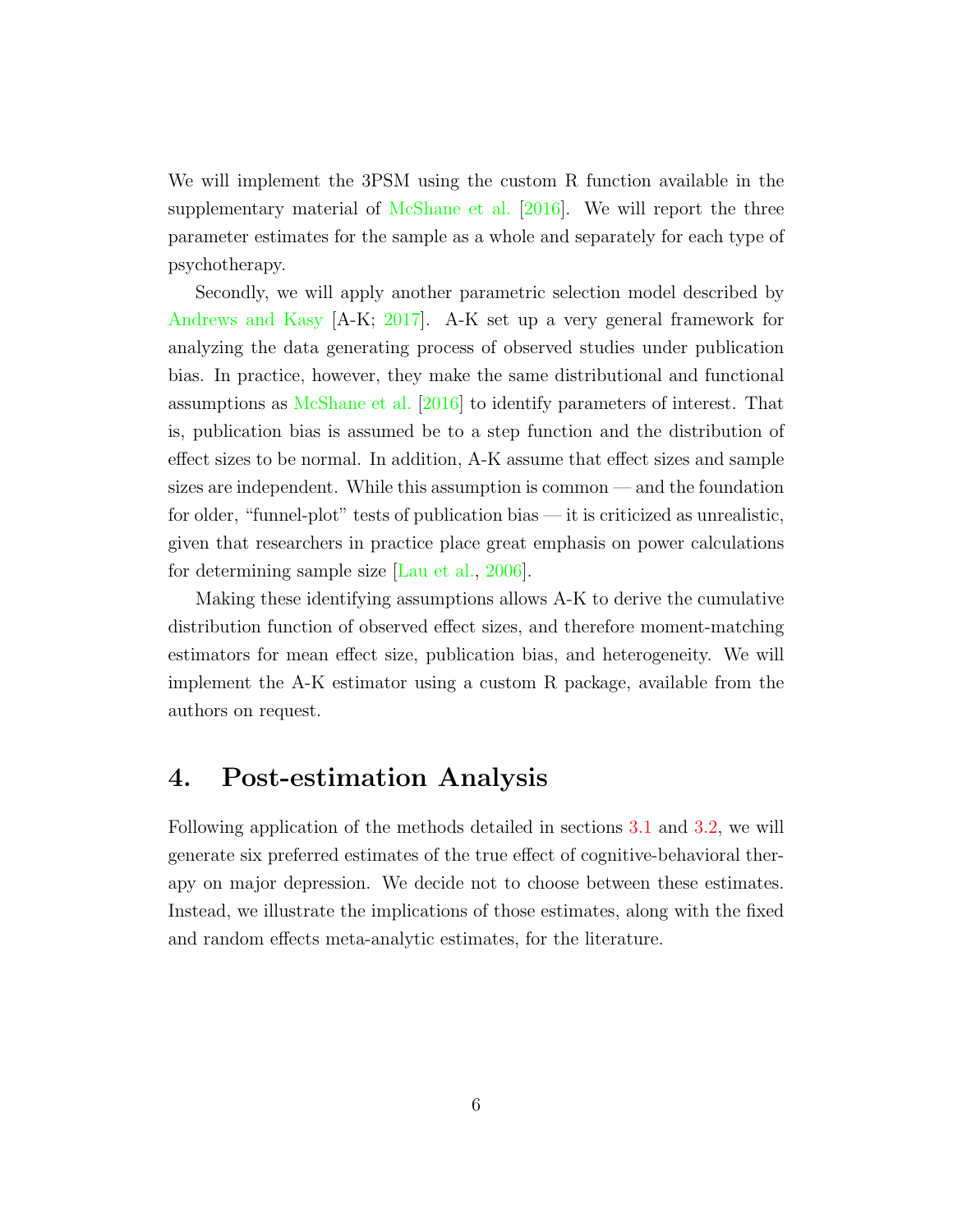We will implement the 3PSM using the custom R function available in the supplementary material of McShane et al. [2016]. We will report the three parameter estimates for the sample as a whole and separately for each type of psychotherapy.

Secondly, we will apply another parametric selection model described by Andrews and Kasy [A-K; 2017]. A-K set up a very general framework for analyzing the data generating process of observed studies under publication bias. In practice, however, they make the same distributional and functional assumptions as McShane et al. [2016] to identify parameters of interest. That is, publication bias is assumed be to a step function and the distribution of effect sizes to be normal. In addition, A-K assume that effect sizes and sample sizes are independent. While this assumption is common — and the foundation for older, "funnel-plot" tests of publication bias — it is criticized as unrealistic, given that researchers in practice place great emphasis on power calculations for determining sample size [Lau et al., 2006].

Making these identifying assumptions allows A-K to derive the cumulative distribution function of observed effect sizes, and therefore moment-matching estimators for mean effect size, publication bias, and heterogeneity. We will implement the A-K estimator using a custom R package, available from the authors on request.

## 4. Post-estimation Analysis

Following application of the methods detailed in sections 3.1 and 3.2, we will generate six preferred estimates of the true effect of cognitive-behavioral therapy on major depression. We decide not to choose between these estimates. Instead, we illustrate the implications of those estimates, along with the fixed and random effects meta-analytic estimates, for the literature.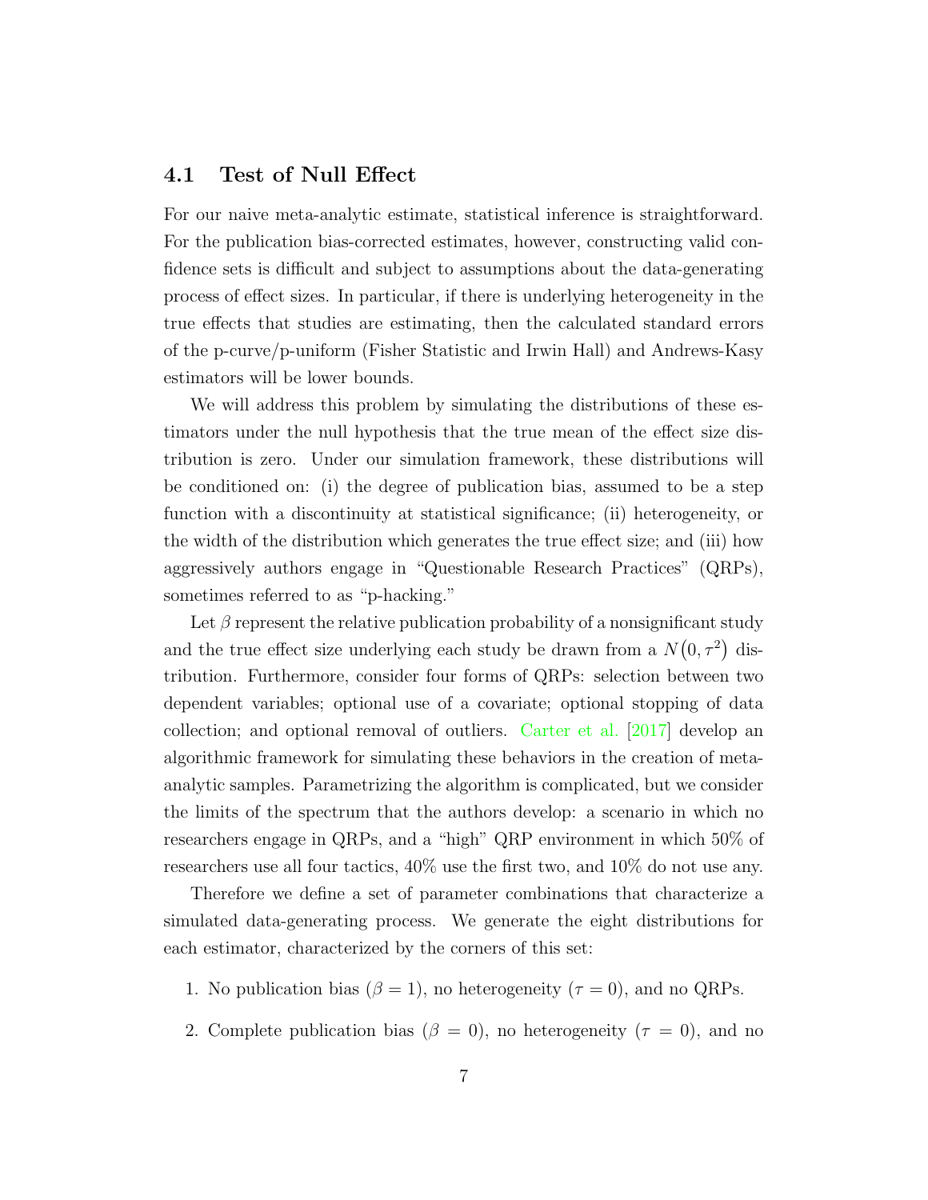### 4.1 Test of Null Effect

For our naive meta-analytic estimate, statistical inference is straightforward. For the publication bias-corrected estimates, however, constructing valid confidence sets is difficult and subject to assumptions about the data-generating process of effect sizes. In particular, if there is underlying heterogeneity in the true effects that studies are estimating, then the calculated standard errors of the p-curve/p-uniform (Fisher Statistic and Irwin Hall) and Andrews-Kasy estimators will be lower bounds.

We will address this problem by simulating the distributions of these estimators under the null hypothesis that the true mean of the effect size distribution is zero. Under our simulation framework, these distributions will be conditioned on: (i) the degree of publication bias, assumed to be a step function with a discontinuity at statistical significance; (ii) heterogeneity, or the width of the distribution which generates the true effect size; and (iii) how aggressively authors engage in "Questionable Research Practices" (QRPs), sometimes referred to as "p-hacking."

Let $\beta$ represent the relative publication probability of a nonsignificant study and the true effect size underlying each study be drawn from a $N(0, \tau^2)$ distribution. Furthermore, consider four forms of QRPs: selection between two dependent variables; optional use of a covariate; optional stopping of data collection; and optional removal of outliers. Carter et al. [2017] develop an algorithmic framework for simulating these behaviors in the creation of meta-analytic samples. Parametrizing the algorithm is complicated, but we consider the limits of the spectrum that the authors develop: a scenario in which no researchers engage in QRPs, and a "high" QRP environment in which 50% of researchers use all four tactics, 40% use the first two, and 10% do not use any.

Therefore we define a set of parameter combinations that characterize a simulated data-generating process. We generate the eight distributions for each estimator, characterized by the corners of this set:

1. No publication bias ($\beta = 1$), no heterogeneity ($\tau = 0$), and no QRPs.
2. Complete publication bias ($\beta = 0$), no heterogeneity ($\tau = 0$), and no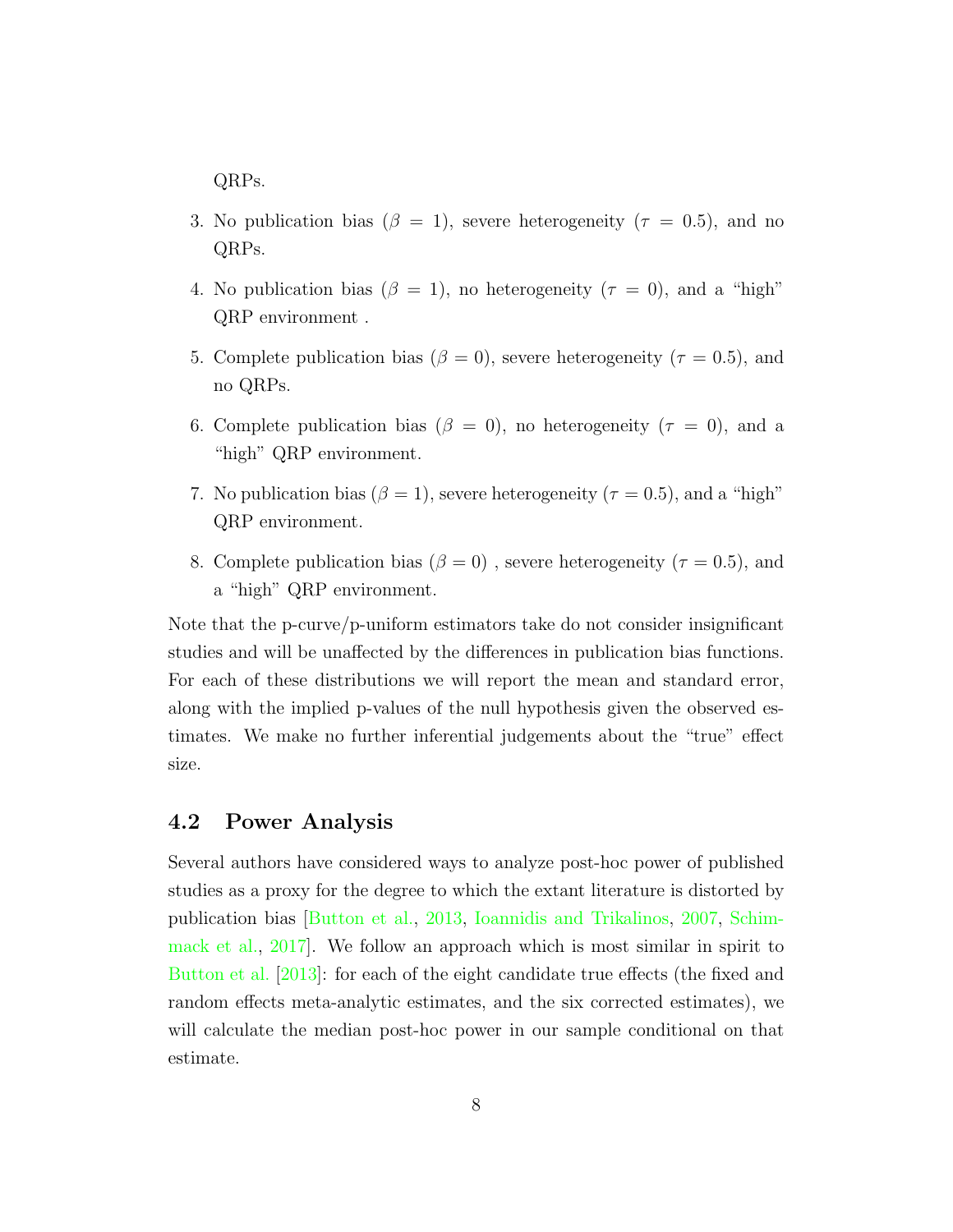QRPs.

3. No publication bias ($\beta = 1$), severe heterogeneity ($\tau = 0.5$), and no QRPs.

4. No publication bias ($\beta = 1$), no heterogeneity ($\tau = 0$), and a "high" QRP environment .

5. Complete publication bias ($\beta = 0$), severe heterogeneity ($\tau = 0.5$), and no QRPs.

6. Complete publication bias ($\beta = 0$), no heterogeneity ($\tau = 0$), and a "high" QRP environment.

7. No publication bias ($\beta = 1$), severe heterogeneity ($\tau = 0.5$), and a "high" QRP environment.

8. Complete publication bias ($\beta = 0$) , severe heterogeneity ($\tau = 0.5$), and a "high" QRP environment.

Note that the p-curve/p-uniform estimators take do not consider insignificant studies and will be unaffected by the differences in publication bias functions. For each of these distributions we will report the mean and standard error, along with the implied p-values of the null hypothesis given the observed estimates. We make no further inferential judgements about the "true" effect size.

## 4.2 Power Analysis

Several authors have considered ways to analyze post-hoc power of published studies as a proxy for the degree to which the extant literature is distorted by publication bias [Button et al., 2013, Ioannidis and Trikalinos, 2007, Schimmack et al., 2017]. We follow an approach which is most similar in spirit to Button et al. [2013]: for each of the eight candidate true effects (the fixed and random effects meta-analytic estimates, and the six corrected estimates), we will calculate the median post-hoc power in our sample conditional on that estimate.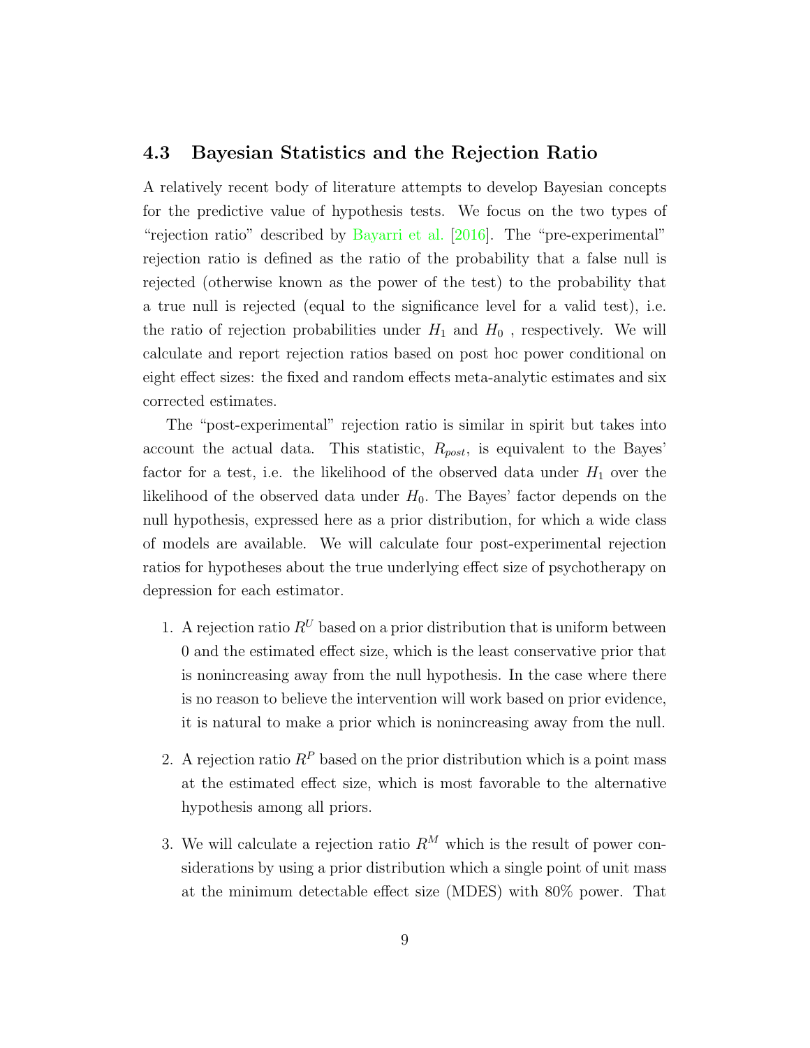### 4.3 Bayesian Statistics and the Rejection Ratio

A relatively recent body of literature attempts to develop Bayesian concepts for the predictive value of hypothesis tests. We focus on the two types of "rejection ratio" described by Bayarri et al. [2016]. The "pre-experimental" rejection ratio is defined as the ratio of the probability that a false null is rejected (otherwise known as the power of the test) to the probability that a true null is rejected (equal to the significance level for a valid test), i.e. the ratio of rejection probabilities under $H_1$ and $H_0$ , respectively. We will calculate and report rejection ratios based on post hoc power conditional on eight effect sizes: the fixed and random effects meta-analytic estimates and six corrected estimates.

The "post-experimental" rejection ratio is similar in spirit but takes into account the actual data. This statistic, $R_{post}$, is equivalent to the Bayes' factor for a test, i.e. the likelihood of the observed data under $H_1$ over the likelihood of the observed data under $H_0$. The Bayes' factor depends on the null hypothesis, expressed here as a prior distribution, for which a wide class of models are available. We will calculate four post-experimental rejection ratios for hypotheses about the true underlying effect size of psychotherapy on depression for each estimator.

1. A rejection ratio $R^U$ based on a prior distribution that is uniform between 0 and the estimated effect size, which is the least conservative prior that is nonincreasing away from the null hypothesis. In the case where there is no reason to believe the intervention will work based on prior evidence, it is natural to make a prior which is nonincreasing away from the null.

2. A rejection ratio $R^P$ based on the prior distribution which is a point mass at the estimated effect size, which is most favorable to the alternative hypothesis among all priors.

3. We will calculate a rejection ratio $R^M$ which is the result of power considerations by using a prior distribution which a single point of unit mass at the minimum detectable effect size (MDES) with 80% power. That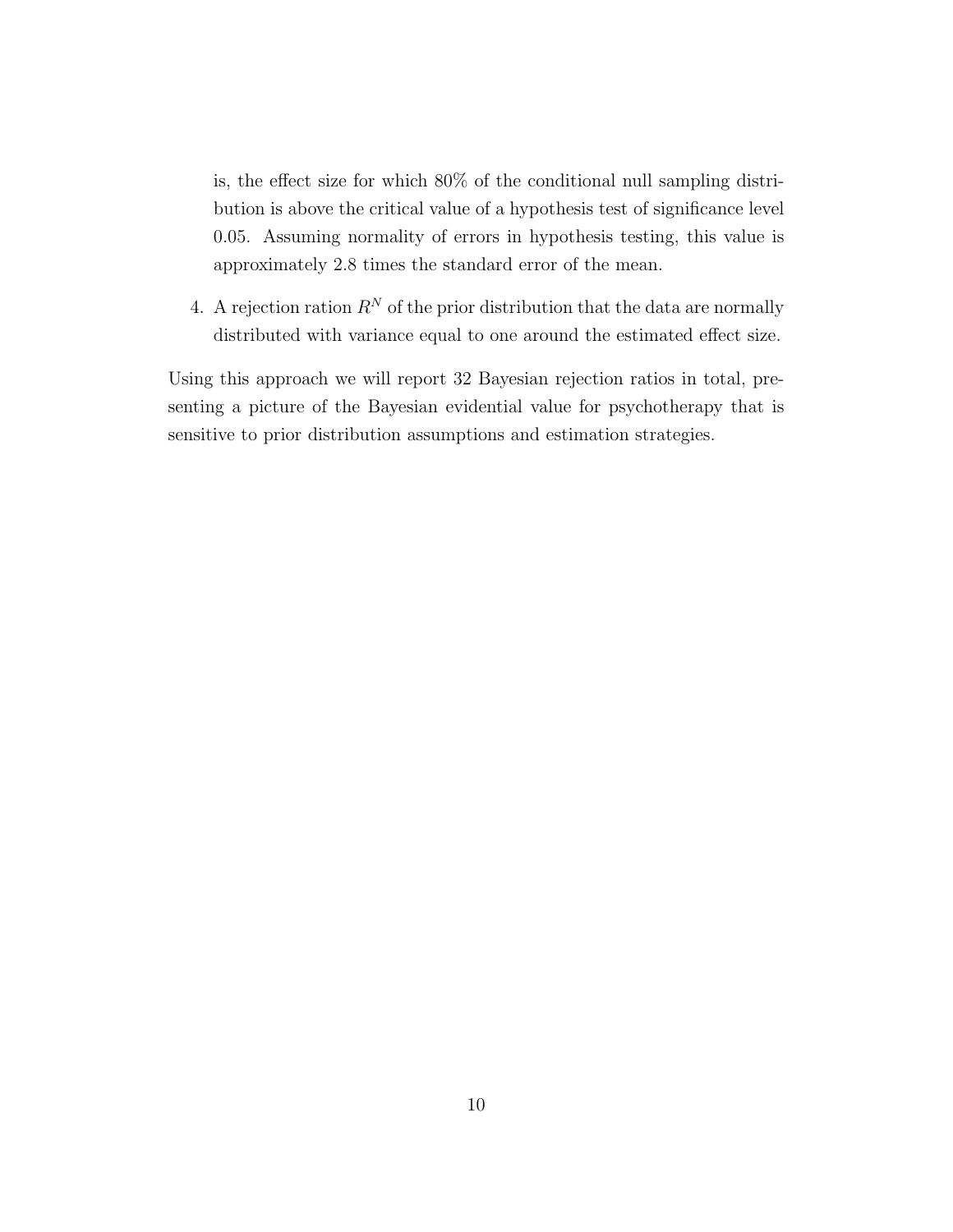is, the effect size for which 80% of the conditional null sampling distribution is above the critical value of a hypothesis test of significance level 0.05. Assuming normality of errors in hypothesis testing, this value is approximately 2.8 times the standard error of the mean.

4. A rejection ration $R^N$ of the prior distribution that the data are normally distributed with variance equal to one around the estimated effect size.

Using this approach we will report 32 Bayesian rejection ratios in total, presenting a picture of the Bayesian evidential value for psychotherapy that is sensitive to prior distribution assumptions and estimation strategies.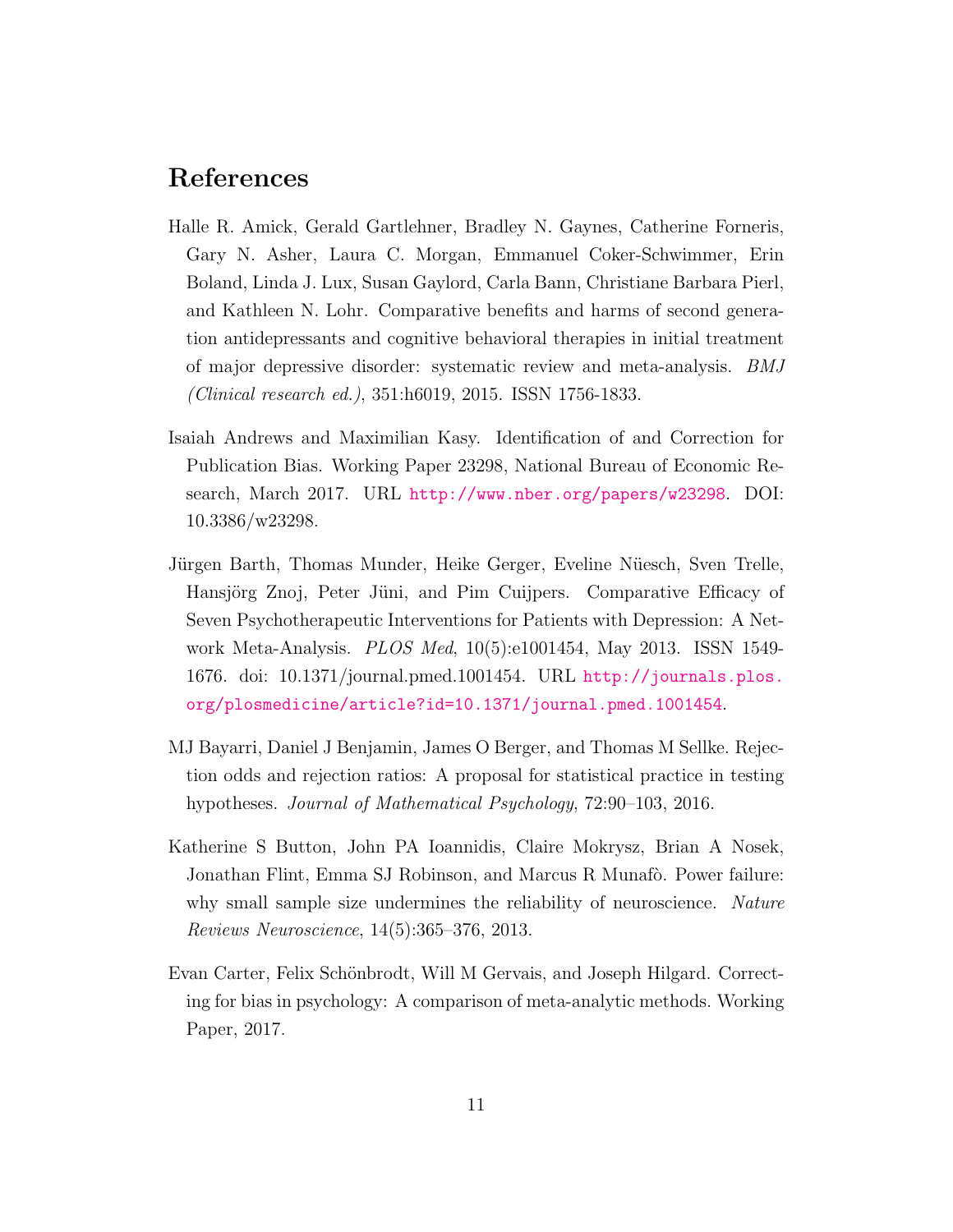# References

Halle R. Amick, Gerald Gartlehner, Bradley N. Gaynes, Catherine Forneris, Gary N. Asher, Laura C. Morgan, Emmanuel Coker-Schwimmer, Erin Boland, Linda J. Lux, Susan Gaylord, Carla Bann, Christiane Barbara Pierl, and Kathleen N. Lohr. Comparative benefits and harms of second generation antidepressants and cognitive behavioral therapies in initial treatment of major depressive disorder: systematic review and meta-analysis. *BMJ (Clinical research ed.)*, 351:h6019, 2015. ISSN 1756-1833.

Isaiah Andrews and Maximilian Kasy. Identification of and Correction for Publication Bias. Working Paper 23298, National Bureau of Economic Research, March 2017. URL http://www.nber.org/papers/w23298. DOI: 10.3386/w23298.

Jürgen Barth, Thomas Munder, Heike Gerger, Eveline Nüesch, Sven Trelle, Hansjörg Znoj, Peter Jüni, and Pim Cuijpers. Comparative Efficacy of Seven Psychotherapeutic Interventions for Patients with Depression: A Network Meta-Analysis. *PLOS Med*, 10(5):e1001454, May 2013. ISSN 1549-1676. doi: 10.1371/journal.pmed.1001454. URL http://journals.plos.org/plosmedicine/article?id=10.1371/journal.pmed.1001454.

MJ Bayarri, Daniel J Benjamin, James O Berger, and Thomas M Sellke. Rejection odds and rejection ratios: A proposal for statistical practice in testing hypotheses. *Journal of Mathematical Psychology*, 72:90–103, 2016.

Katherine S Button, John PA Ioannidis, Claire Mokrysz, Brian A Nosek, Jonathan Flint, Emma SJ Robinson, and Marcus R Munafò. Power failure: why small sample size undermines the reliability of neuroscience. *Nature Reviews Neuroscience*, 14(5):365–376, 2013.

Evan Carter, Felix Schönbrodt, Will M Gervais, and Joseph Hilgard. Correcting for bias in psychology: A comparison of meta-analytic methods. Working Paper, 2017.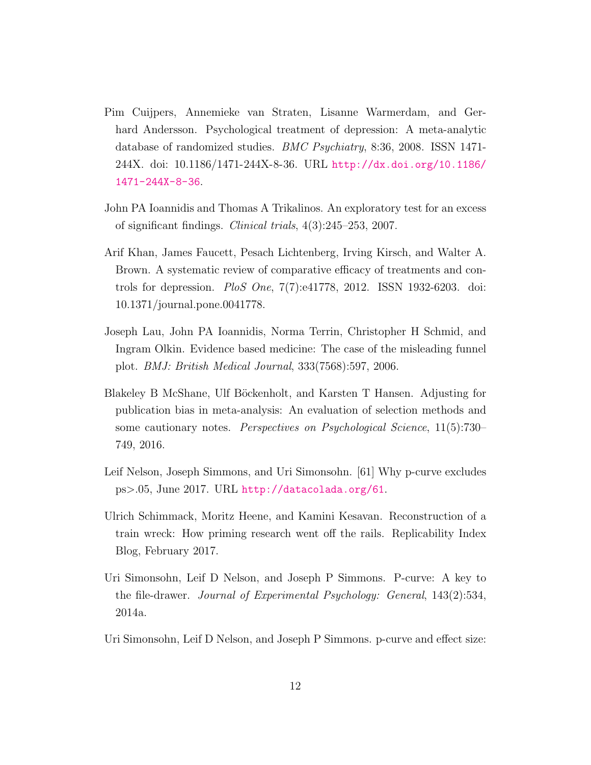Pim Cuijpers, Annemieke van Straten, Lisanne Warmerdam, and Gerhard Andersson. Psychological treatment of depression: A meta-analytic database of randomized studies. *BMC Psychiatry*, 8:36, 2008. ISSN 1471-244X. doi: 10.1186/1471-244X-8-36. URL http://dx.doi.org/10.1186/1471-244X-8-36.

John PA Ioannidis and Thomas A Trikalinos. An exploratory test for an excess of significant findings. *Clinical trials*, 4(3):245–253, 2007.

Arif Khan, James Faucett, Pesach Lichtenberg, Irving Kirsch, and Walter A. Brown. A systematic review of comparative efficacy of treatments and controls for depression. *PloS One*, 7(7):e41778, 2012. ISSN 1932-6203. doi: 10.1371/journal.pone.0041778.

Joseph Lau, John PA Ioannidis, Norma Terrin, Christopher H Schmid, and Ingram Olkin. Evidence based medicine: The case of the misleading funnel plot. *BMJ: British Medical Journal*, 333(7568):597, 2006.

Blakeley B McShane, Ulf Böckenholt, and Karsten T Hansen. Adjusting for publication bias in meta-analysis: An evaluation of selection methods and some cautionary notes. *Perspectives on Psychological Science*, 11(5):730–749, 2016.

Leif Nelson, Joseph Simmons, and Uri Simonsohn. [61] Why p-curve excludes ps>.05, June 2017. URL http://datacolada.org/61.

Ulrich Schimmack, Moritz Heene, and Kamini Kesavan. Reconstruction of a train wreck: How priming research went off the rails. Replicability Index Blog, February 2017.

Uri Simonsohn, Leif D Nelson, and Joseph P Simmons. P-curve: A key to the file-drawer. *Journal of Experimental Psychology: General*, 143(2):534, 2014a.

Uri Simonsohn, Leif D Nelson, and Joseph P Simmons. p-curve and effect size: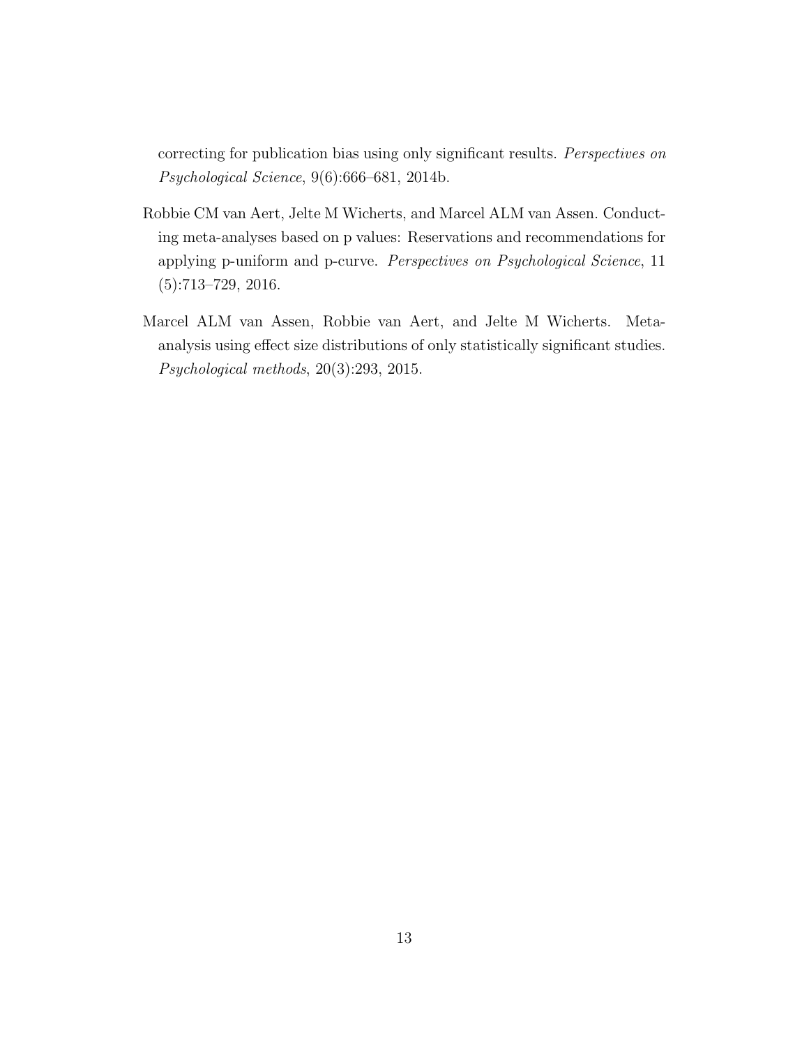correcting for publication bias using only significant results. *Perspectives on Psychological Science*, 9(6):666–681, 2014b.

Robbie CM van Aert, Jelte M Wicherts, and Marcel ALM van Assen. Conducting meta-analyses based on p values: Reservations and recommendations for applying p-uniform and p-curve. *Perspectives on Psychological Science*, 11 (5):713–729, 2016.

Marcel ALM van Assen, Robbie van Aert, and Jelte M Wicherts. Meta-analysis using effect size distributions of only statistically significant studies. *Psychological methods*, 20(3):293, 2015.